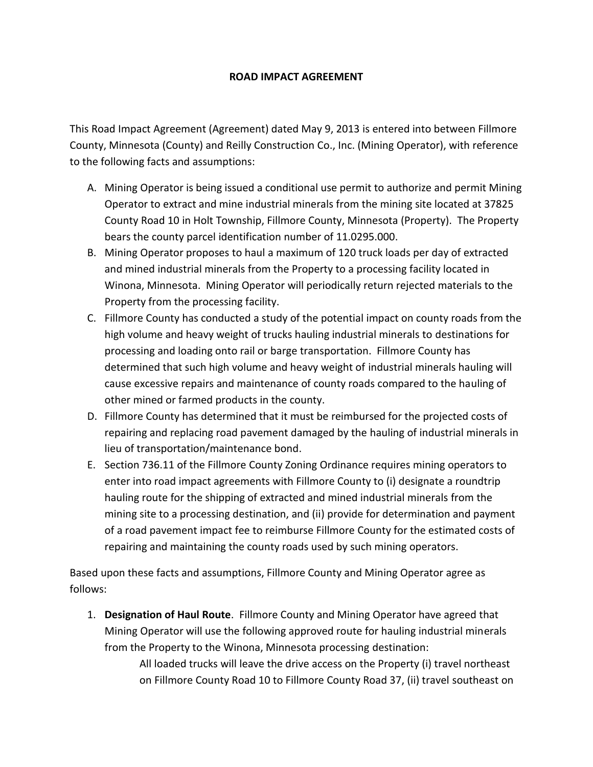# ROAD IMPACT AGREEMENT

This Road Impact Agreement (Agreement) dated May 9, 2013 is entered into between Fillmore County, Minnesota (County) and Reilly Construction Co., Inc. (Mining Operator), with reference to the following facts and assumptions:

A. Mining Operator is being issued a conditional use permit to authorize and permit Mining Operator to extract and mine industrial minerals from the mining site located at 37825 County Road 10 in Holt Township, Fillmore County, Minnesota (Property). The Property bears the county parcel identification number of 11.0295.000.

B. Mining Operator proposes to haul a maximum of 120 truck loads per day of extracted and mined industrial minerals from the Property to a processing facility located in Winona, Minnesota. Mining Operator will periodically return rejected materials to the Property from the processing facility.

C. Fillmore County has conducted a study of the potential impact on county roads from the high volume and heavy weight of trucks hauling industrial minerals to destinations for processing and loading onto rail or barge transportation. Fillmore County has determined that such high volume and heavy weight of industrial minerals hauling will cause excessive repairs and maintenance of county roads compared to the hauling of other mined or farmed products in the county.

D. Fillmore County has determined that it must be reimbursed for the projected costs of repairing and replacing road pavement damaged by the hauling of industrial minerals in lieu of transportation/maintenance bond.

E. Section 736.11 of the Fillmore County Zoning Ordinance requires mining operators to enter into road impact agreements with Fillmore County to (i) designate a roundtrip hauling route for the shipping of extracted and mined industrial minerals from the mining site to a processing destination, and (ii) provide for determination and payment of a road pavement impact fee to reimburse Fillmore County for the estimated costs of repairing and maintaining the county roads used by such mining operators.

Based upon these facts and assumptions, Fillmore County and Mining Operator agree as follows:

1. **Designation of Haul Route**. Fillmore County and Mining Operator have agreed that Mining Operator will use the following approved route for hauling industrial minerals from the Property to the Winona, Minnesota processing destination:

   All loaded trucks will leave the drive access on the Property (i) travel northeast on Fillmore County Road 10 to Fillmore County Road 37, (ii) travel southeast on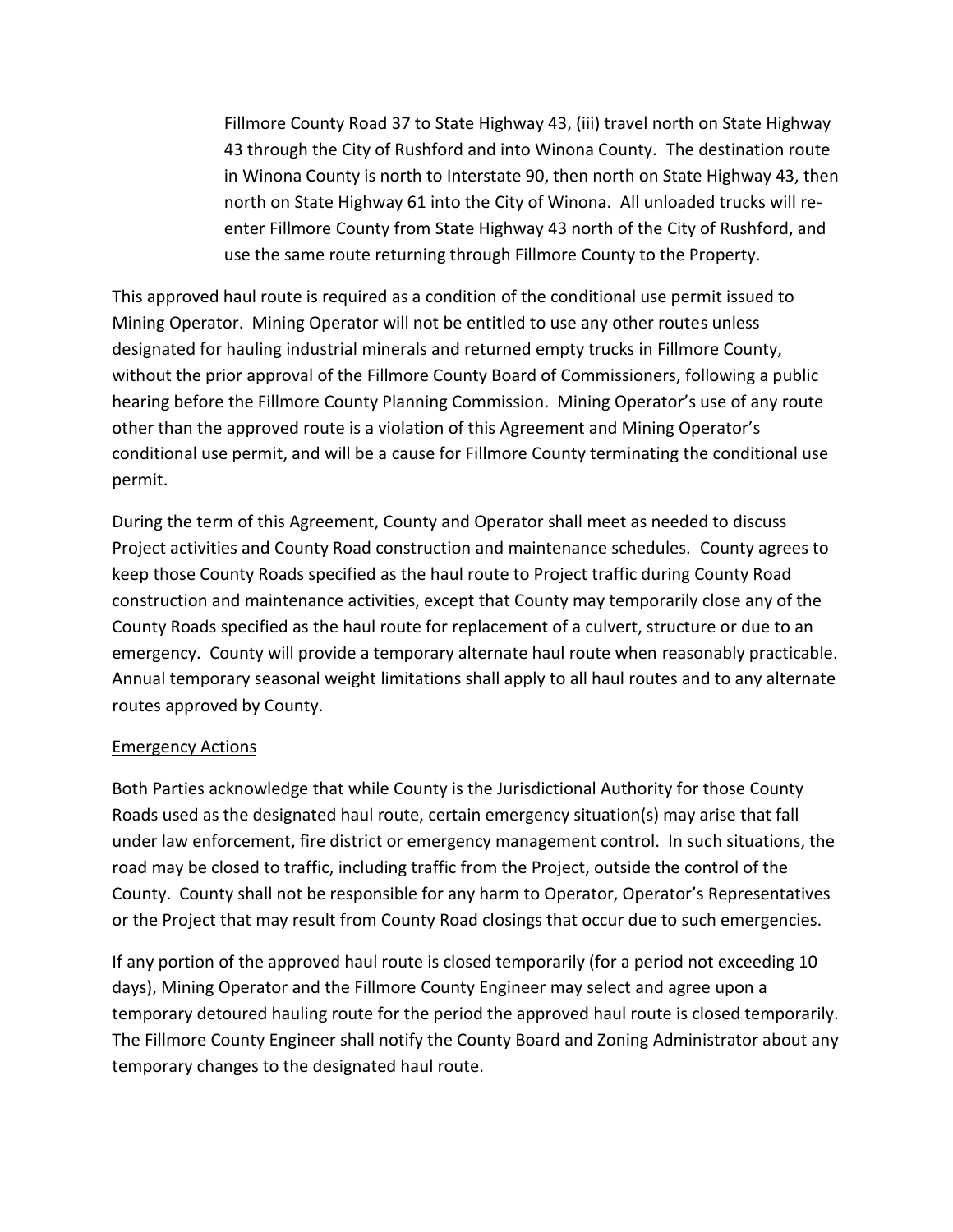Fillmore County Road 37 to State Highway 43, (iii) travel north on State Highway 43 through the City of Rushford and into Winona County. The destination route in Winona County is north to Interstate 90, then north on State Highway 43, then north on State Highway 61 into the City of Winona. All unloaded trucks will re-enter Fillmore County from State Highway 43 north of the City of Rushford, and use the same route returning through Fillmore County to the Property.

This approved haul route is required as a condition of the conditional use permit issued to Mining Operator. Mining Operator will not be entitled to use any other routes unless designated for hauling industrial minerals and returned empty trucks in Fillmore County, without the prior approval of the Fillmore County Board of Commissioners, following a public hearing before the Fillmore County Planning Commission. Mining Operator's use of any route other than the approved route is a violation of this Agreement and Mining Operator's conditional use permit, and will be a cause for Fillmore County terminating the conditional use permit.

During the term of this Agreement, County and Operator shall meet as needed to discuss Project activities and County Road construction and maintenance schedules. County agrees to keep those County Roads specified as the haul route to Project traffic during County Road construction and maintenance activities, except that County may temporarily close any of the County Roads specified as the haul route for replacement of a culvert, structure or due to an emergency. County will provide a temporary alternate haul route when reasonably practicable. Annual temporary seasonal weight limitations shall apply to all haul routes and to any alternate routes approved by County.

<u>Emergency Actions</u>

Both Parties acknowledge that while County is the Jurisdictional Authority for those County Roads used as the designated haul route, certain emergency situation(s) may arise that fall under law enforcement, fire district or emergency management control. In such situations, the road may be closed to traffic, including traffic from the Project, outside the control of the County. County shall not be responsible for any harm to Operator, Operator's Representatives or the Project that may result from County Road closings that occur due to such emergencies.

If any portion of the approved haul route is closed temporarily (for a period not exceeding 10 days), Mining Operator and the Fillmore County Engineer may select and agree upon a temporary detoured hauling route for the period the approved haul route is closed temporarily. The Fillmore County Engineer shall notify the County Board and Zoning Administrator about any temporary changes to the designated haul route.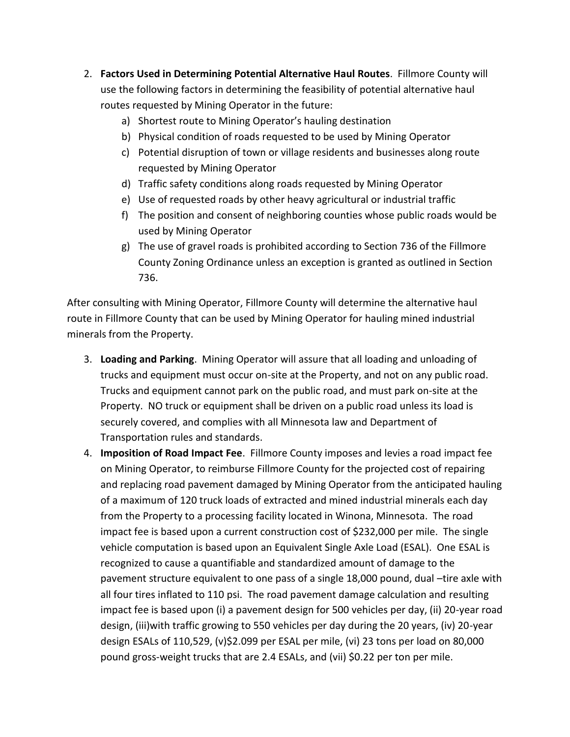2. **Factors Used in Determining Potential Alternative Haul Routes**. Fillmore County will use the following factors in determining the feasibility of potential alternative haul routes requested by Mining Operator in the future:
    a) Shortest route to Mining Operator's hauling destination
    b) Physical condition of roads requested to be used by Mining Operator
    c) Potential disruption of town or village residents and businesses along route requested by Mining Operator
    d) Traffic safety conditions along roads requested by Mining Operator
    e) Use of requested roads by other heavy agricultural or industrial traffic
    f) The position and consent of neighboring counties whose public roads would be used by Mining Operator
    g) The use of gravel roads is prohibited according to Section 736 of the Fillmore County Zoning Ordinance unless an exception is granted as outlined in Section 736.

After consulting with Mining Operator, Fillmore County will determine the alternative haul route in Fillmore County that can be used by Mining Operator for hauling mined industrial minerals from the Property.

3. **Loading and Parking**. Mining Operator will assure that all loading and unloading of trucks and equipment must occur on-site at the Property, and not on any public road. Trucks and equipment cannot park on the public road, and must park on-site at the Property. NO truck or equipment shall be driven on a public road unless its load is securely covered, and complies with all Minnesota law and Department of Transportation rules and standards.
4. **Imposition of Road Impact Fee**. Fillmore County imposes and levies a road impact fee on Mining Operator, to reimburse Fillmore County for the projected cost of repairing and replacing road pavement damaged by Mining Operator from the anticipated hauling of a maximum of 120 truck loads of extracted and mined industrial minerals each day from the Property to a processing facility located in Winona, Minnesota. The road impact fee is based upon a current construction cost of $232,000 per mile. The single vehicle computation is based upon an Equivalent Single Axle Load (ESAL). One ESAL is recognized to cause a quantifiable and standardized amount of damage to the pavement structure equivalent to one pass of a single 18,000 pound, dual –tire axle with all four tires inflated to 110 psi. The road pavement damage calculation and resulting impact fee is based upon (i) a pavement design for 500 vehicles per day, (ii) 20-year road design, (iii)with traffic growing to 550 vehicles per day during the 20 years, (iv) 20-year design ESALs of 110,529, (v)$2.099 per ESAL per mile, (vi) 23 tons per load on 80,000 pound gross-weight trucks that are 2.4 ESALs, and (vii) $0.22 per ton per mile.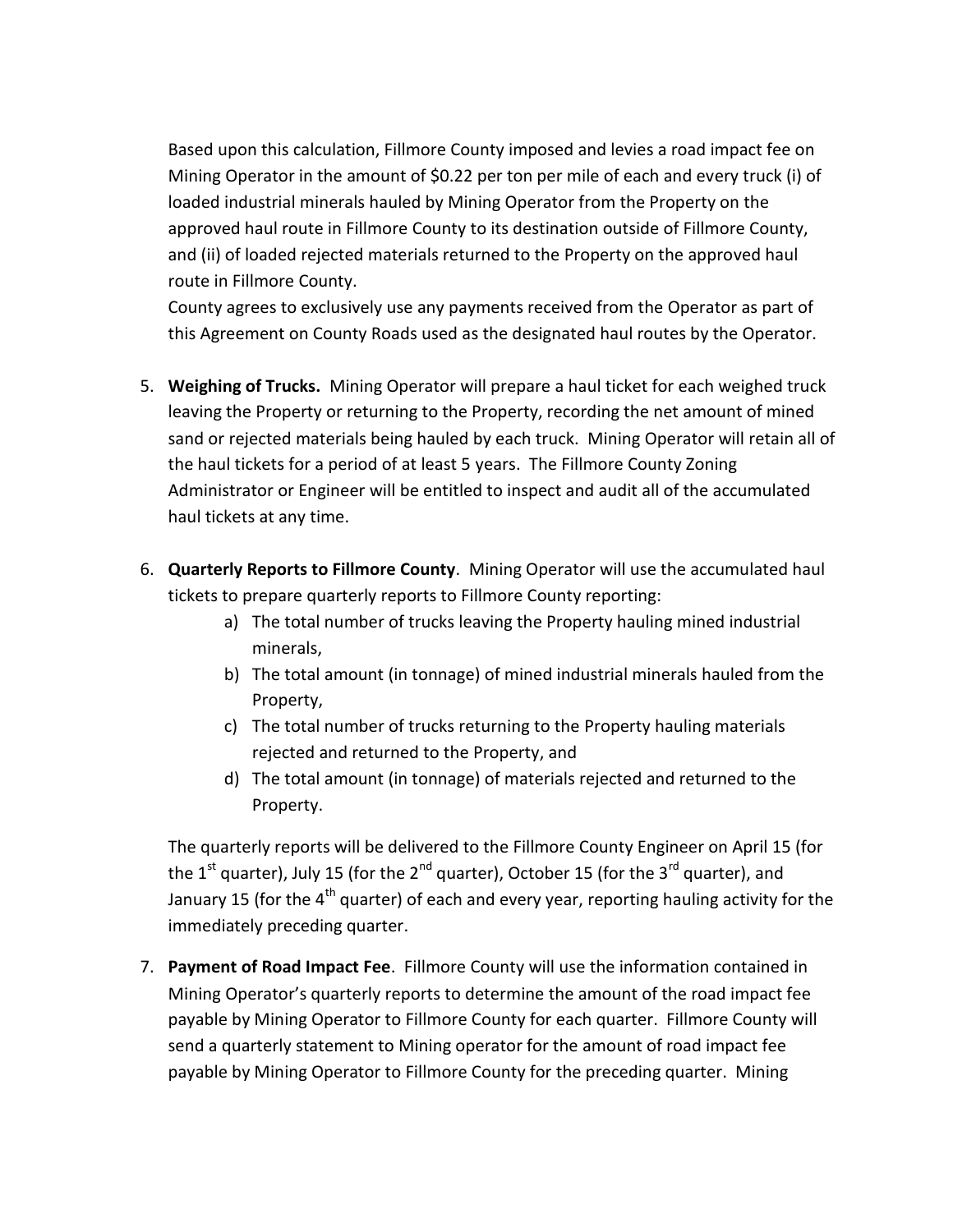Based upon this calculation, Fillmore County imposed and levies a road impact fee on Mining Operator in the amount of $0.22 per ton per mile of each and every truck (i) of loaded industrial minerals hauled by Mining Operator from the Property on the approved haul route in Fillmore County to its destination outside of Fillmore County, and (ii) of loaded rejected materials returned to the Property on the approved haul route in Fillmore County.
County agrees to exclusively use any payments received from the Operator as part of this Agreement on County Roads used as the designated haul routes by the Operator.

5. **Weighing of Trucks.** Mining Operator will prepare a haul ticket for each weighed truck leaving the Property or returning to the Property, recording the net amount of mined sand or rejected materials being hauled by each truck. Mining Operator will retain all of the haul tickets for a period of at least 5 years. The Fillmore County Zoning Administrator or Engineer will be entitled to inspect and audit all of the accumulated haul tickets at any time.

6. **Quarterly Reports to Fillmore County**. Mining Operator will use the accumulated haul tickets to prepare quarterly reports to Fillmore County reporting:
   a) The total number of trucks leaving the Property hauling mined industrial minerals,
   b) The total amount (in tonnage) of mined industrial minerals hauled from the Property,
   c) The total number of trucks returning to the Property hauling materials rejected and returned to the Property, and
   d) The total amount (in tonnage) of materials rejected and returned to the Property.

   The quarterly reports will be delivered to the Fillmore County Engineer on April 15 (for the 1st quarter), July 15 (for the 2nd quarter), October 15 (for the 3rd quarter), and January 15 (for the 4th quarter) of each and every year, reporting hauling activity for the immediately preceding quarter.

7. **Payment of Road Impact Fee**. Fillmore County will use the information contained in Mining Operator's quarterly reports to determine the amount of the road impact fee payable by Mining Operator to Fillmore County for each quarter. Fillmore County will send a quarterly statement to Mining operator for the amount of road impact fee payable by Mining Operator to Fillmore County for the preceding quarter. Mining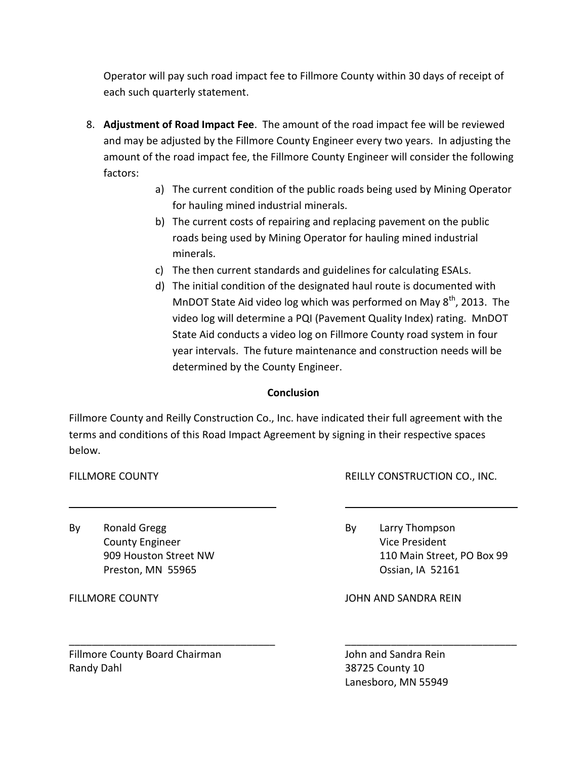Operator will pay such road impact fee to Fillmore County within 30 days of receipt of each such quarterly statement.

8. **Adjustment of Road Impact Fee**. The amount of the road impact fee will be reviewed and may be adjusted by the Fillmore County Engineer every two years. In adjusting the amount of the road impact fee, the Fillmore County Engineer will consider the following factors:
   a) The current condition of the public roads being used by Mining Operator for hauling mined industrial minerals.
   b) The current costs of repairing and replacing pavement on the public roads being used by Mining Operator for hauling mined industrial minerals.
   c) The then current standards and guidelines for calculating ESALs.
   d) The initial condition of the designated haul route is documented with MnDOT State Aid video log which was performed on May 8th, 2013. The video log will determine a PQI (Pavement Quality Index) rating. MnDOT State Aid conducts a video log on Fillmore County road system in four year intervals. The future maintenance and construction needs will be determined by the County Engineer.

**Conclusion**

Fillmore County and Reilly Construction Co., Inc. have indicated their full agreement with the terms and conditions of this Road Impact Agreement by signing in their respective spaces below.

FILLMORE COUNTY

\_\_\_\_\_\_\_\_\_\_\_\_\_\_\_\_\_\_\_\_\_\_\_\_\_\_\_\_\_\_\_\_\_\_\_\_

By Ronald Gregg
County Engineer
909 Houston Street NW
Preston, MN 55965

REILLY CONSTRUCTION CO., INC.

\_\_\_\_\_\_\_\_\_\_\_\_\_\_\_\_\_\_\_\_\_\_\_\_\_\_\_\_\_\_\_\_\_\_\_\_

By Larry Thompson
Vice President
110 Main Street, PO Box 99
Ossian, IA 52161

FILLMORE COUNTY

\_\_\_\_\_\_\_\_\_\_\_\_\_\_\_\_\_\_\_\_\_\_\_\_\_\_\_\_\_\_\_\_\_\_\_\_

Fillmore County Board Chairman
Randy Dahl

JOHN AND SANDRA REIN

\_\_\_\_\_\_\_\_\_\_\_\_\_\_\_\_\_\_\_\_\_\_\_\_\_\_\_\_\_\_\_\_\_\_\_\_

John and Sandra Rein
38725 County 10
Lanesboro, MN 55949